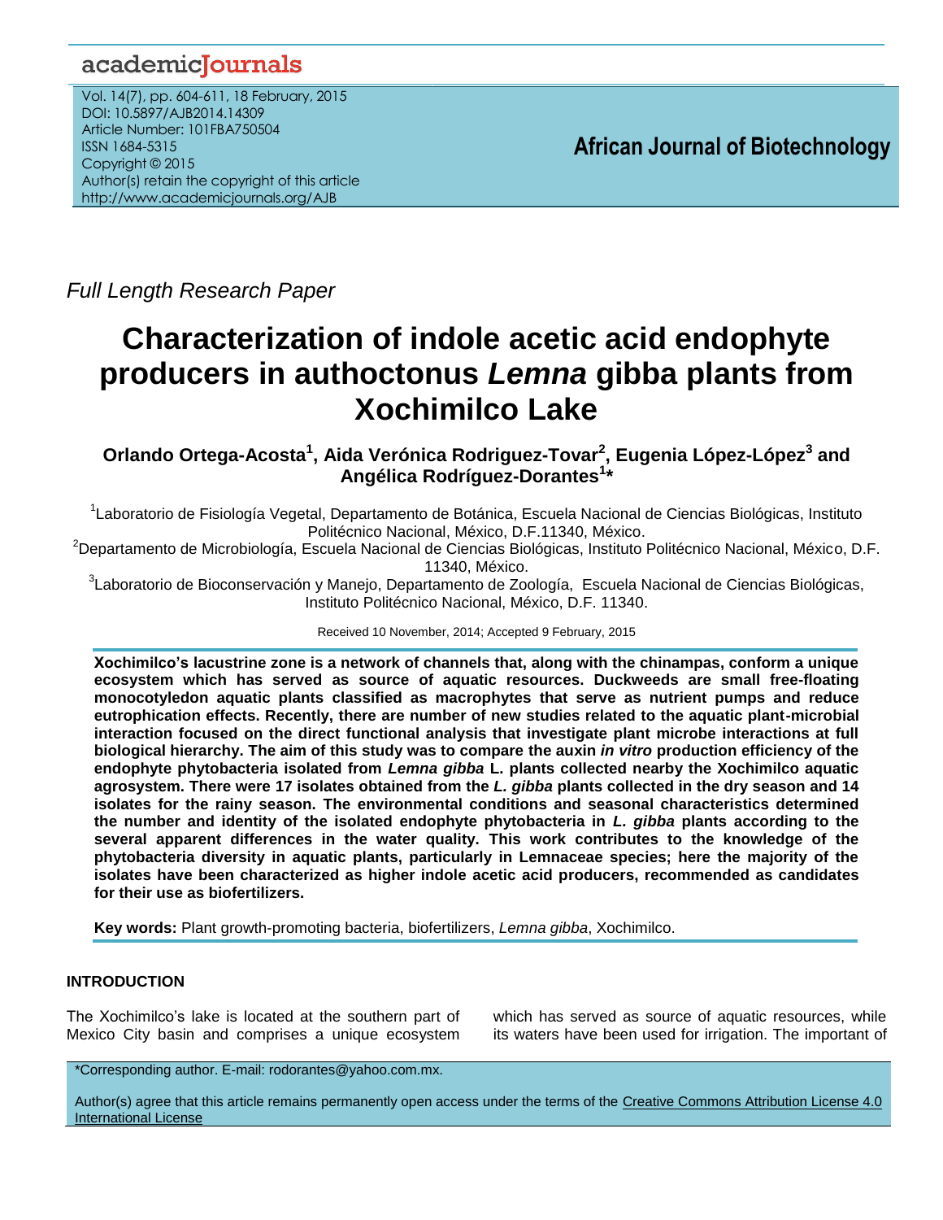Full Length Research Paper

# Characterization of indole acetic acid endophyte producers in authoctonus *Lemna* gibba plants from Xochimilco Lake

**Orlando Ortega-Acosta[1], Aida Verónica Rodriguez-Tovar[2], Eugenia López-López[3] and Angélica Rodríguez-Dorantes[1]\***

[1]Laboratorio de Fisiología Vegetal, Departamento de Botánica, Escuela Nacional de Ciencias Biológicas, Instituto Politécnico Nacional, México, D.F.11340, México.

[2]Departamento de Microbiología, Escuela Nacional de Ciencias Biológicas, Instituto Politécnico Nacional, México, D.F. 11340, México.

[3]Laboratorio de Bioconservación y Manejo, Departamento de Zoología, Escuela Nacional de Ciencias Biológicas, Instituto Politécnico Nacional, México, D.F. 11340.

Received 10 November, 2014; Accepted 9 February, 2015

**Xochimilco's lacustrine zone is a network of channels that, along with the chinampas, conform a unique ecosystem which has served as source of aquatic resources. Duckweeds are small free-floating monocotyledon aquatic plants classified as macrophytes that serve as nutrient pumps and reduce eutrophication effects. Recently, there are number of new studies related to the aquatic plant-microbial interaction focused on the direct functional analysis that investigate plant microbe interactions at full biological hierarchy. The aim of this study was to compare the auxin *in vitro* production efficiency of the endophyte phytobacteria isolated from *Lemna gibba* L. plants collected nearby the Xochimilco aquatic agrosystem. There were 17 isolates obtained from the *L. gibba* plants collected in the dry season and 14 isolates for the rainy season. The environmental conditions and seasonal characteristics determined the number and identity of the isolated endophyte phytobacteria in *L. gibba* plants according to the several apparent differences in the water quality. This work contributes to the knowledge of the phytobacteria diversity in aquatic plants, particularly in Lemnaceae species; here the majority of the isolates have been characterized as higher indole acetic acid producers, recommended as candidates for their use as biofertilizers.**

**Key words:** Plant growth-promoting bacteria, biofertilizers, *Lemna gibba*, Xochimilco.

## INTRODUCTION

The Xochimilco's lake is located at the southern part of Mexico City basin and comprises a unique ecosystem which has served as source of aquatic resources, while its waters have been used for irrigation. The important of

\*Corresponding author. E-mail: rodorantes@yahoo.com.mx.

Author(s) agree that this article remains permanently open access under the terms of the Creative Commons Attribution License 4.0 International License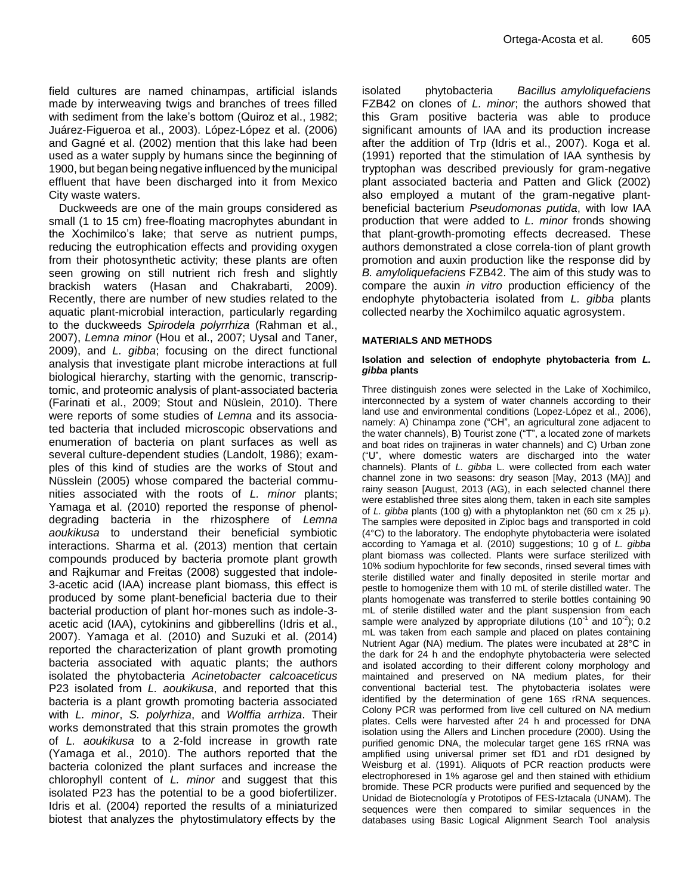field cultures are named chinampas, artificial islands made by interweaving twigs and branches of trees filled with sediment from the lake's bottom (Quiroz et al., 1982; Juárez-Figueroa et al., 2003). López-López et al. (2006) and Gagné et al. (2002) mention that this lake had been used as a water supply by humans since the beginning of 1900, but began being negative influenced by the municipal effluent that have been discharged into it from Mexico City waste waters.

Duckweeds are one of the main groups considered as small (1 to 15 cm) free-floating macrophytes abundant in the Xochimilco's lake; that serve as nutrient pumps, reducing the eutrophication effects and providing oxygen from their photosynthetic activity; these plants are often seen growing on still nutrient rich fresh and slightly brackish waters (Hasan and Chakrabarti, 2009). Recently, there are number of new studies related to the aquatic plant-microbial interaction, particularly regarding to the duckweeds *Spirodela polyrrhiza* (Rahman et al., 2007), *Lemna minor* (Hou et al., 2007; Uysal and Taner, 2009), and *L. gibba*; focusing on the direct functional analysis that investigate plant microbe interactions at full biological hierarchy, starting with the genomic, transcriptomic, and proteomic analysis of plant-associated bacteria (Farinati et al., 2009; Stout and Nüslein, 2010). There were reports of some studies of *Lemna* and its associated bacteria that included microscopic observations and enumeration of bacteria on plant surfaces as well as several culture-dependent studies (Landolt, 1986); examples of this kind of studies are the works of Stout and Nüsslein (2005) whose compared the bacterial communities associated with the roots of *L. minor* plants; Yamaga et al. (2010) reported the response of phenol-degrading bacteria in the rhizosphere of *Lemna aoukikusa* to understand their beneficial symbiotic interactions. Sharma et al. (2013) mention that certain compounds produced by bacteria promote plant growth and Rajkumar and Freitas (2008) suggested that indole-3-acetic acid (IAA) increase plant biomass, this effect is produced by some plant-beneficial bacteria due to their bacterial production of plant hor-mones such as indole-3-acetic acid (IAA), cytokinins and gibberellins (Idris et al., 2007). Yamaga et al. (2010) and Suzuki et al. (2014) reported the characterization of plant growth promoting bacteria associated with aquatic plants; the authors isolated the phytobacteria *Acinetobacter calcoaceticus* P23 isolated from *L. aoukikusa*, and reported that this bacteria is a plant growth promoting bacteria associated with *L. minor*, *S. polyrhiza*, and *Wolffia arrhiza*. Their works demonstrated that this strain promotes the growth of *L. aoukikusa* to a 2-fold increase in growth rate (Yamaga et al., 2010). The authors reported that the bacteria colonized the plant surfaces and increase the chlorophyll content of *L. minor* and suggest that this isolated P23 has the potential to be a good biofertilizer. Idris et al. (2004) reported the results of a miniaturized biotest that analyzes the phytostimulatory effects by the isolated phytobacteria *Bacillus amyloliquefaciens* FZB42 on clones of *L. minor*; the authors showed that this Gram positive bacteria was able to produce significant amounts of IAA and its production increase after the addition of Trp (Idris et al., 2007). Koga et al. (1991) reported that the stimulation of IAA synthesis by tryptophan was described previously for gram-negative plant associated bacteria and Patten and Glick (2002) also employed a mutant of the gram-negative plant-beneficial bacterium *Pseudomonas putida*, with low IAA production that were added to *L. minor* fronds showing that plant-growth-promoting effects decreased. These authors demonstrated a close correla-tion of plant growth promotion and auxin production like the response did by *B. amyloliquefaciens* FZB42. The aim of this study was to compare the auxin *in vitro* production efficiency of the endophyte phytobacteria isolated from *L. gibba* plants collected nearby the Xochimilco aquatic agrosystem.

## MATERIALS AND METHODS

### Isolation and selection of endophyte phytobacteria from *L. gibba* plants

Three distinguish zones were selected in the Lake of Xochimilco, interconnected by a system of water channels according to their land use and environmental conditions (Lopez-López et al., 2006), namely: A) Chinampa zone ("CH", an agricultural zone adjacent to the water channels), B) Tourist zone ("T", a located zone of markets and boat rides on trajineras in water channels) and C) Urban zone ("U", where domestic waters are discharged into the water channels). Plants of *L. gibba* L. were collected from each water channel zone in two seasons: dry season [May, 2013 (MA)] and rainy season [August, 2013 (AG), in each selected channel there were established three sites along them, taken in each site samples of *L. gibba* plants (100 g) with a phytoplankton net (60 cm x 25 µ). The samples were deposited in Ziploc bags and transported in cold (4°C) to the laboratory. The endophyte phytobacteria were isolated according to Yamaga et al. (2010) suggestions; 10 g of *L. gibba* plant biomass was collected. Plants were surface sterilized with 10% sodium hypochlorite for few seconds, rinsed several times with sterile distilled water and finally deposited in sterile mortar and pestle to homogenize them with 10 mL of sterile distilled water. The plants homogenate was transferred to sterile bottles containing 90 mL of sterile distilled water and the plant suspension from each sample were analyzed by appropriate dilutions ($10^{-1}$ and $10^{-2}$); 0.2 mL was taken from each sample and placed on plates containing Nutrient Agar (NA) medium. The plates were incubated at 28°C in the dark for 24 h and the endophyte phytobacteria were selected and isolated according to their different colony morphology and maintained and preserved on NA medium plates, for their conventional bacterial test. The phytobacteria isolates were identified by the determination of gene 16S rRNA sequences. Colony PCR was performed from live cell cultured on NA medium plates. Cells were harvested after 24 h and processed for DNA isolation using the Allers and Linchen procedure (2000). Using the purified genomic DNA, the molecular target gene 16S rRNA was amplified using universal primer set fD1 and rD1 designed by Weisburg et al. (1991). Aliquots of PCR reaction products were electrophoresed in 1% agarose gel and then stained with ethidium bromide. These PCR products were purified and sequenced by the Unidad de Biotecnología y Prototipos of FES-Iztacala (UNAM). The sequences were then compared to similar sequences in the databases using Basic Logical Alignment Search Tool analysis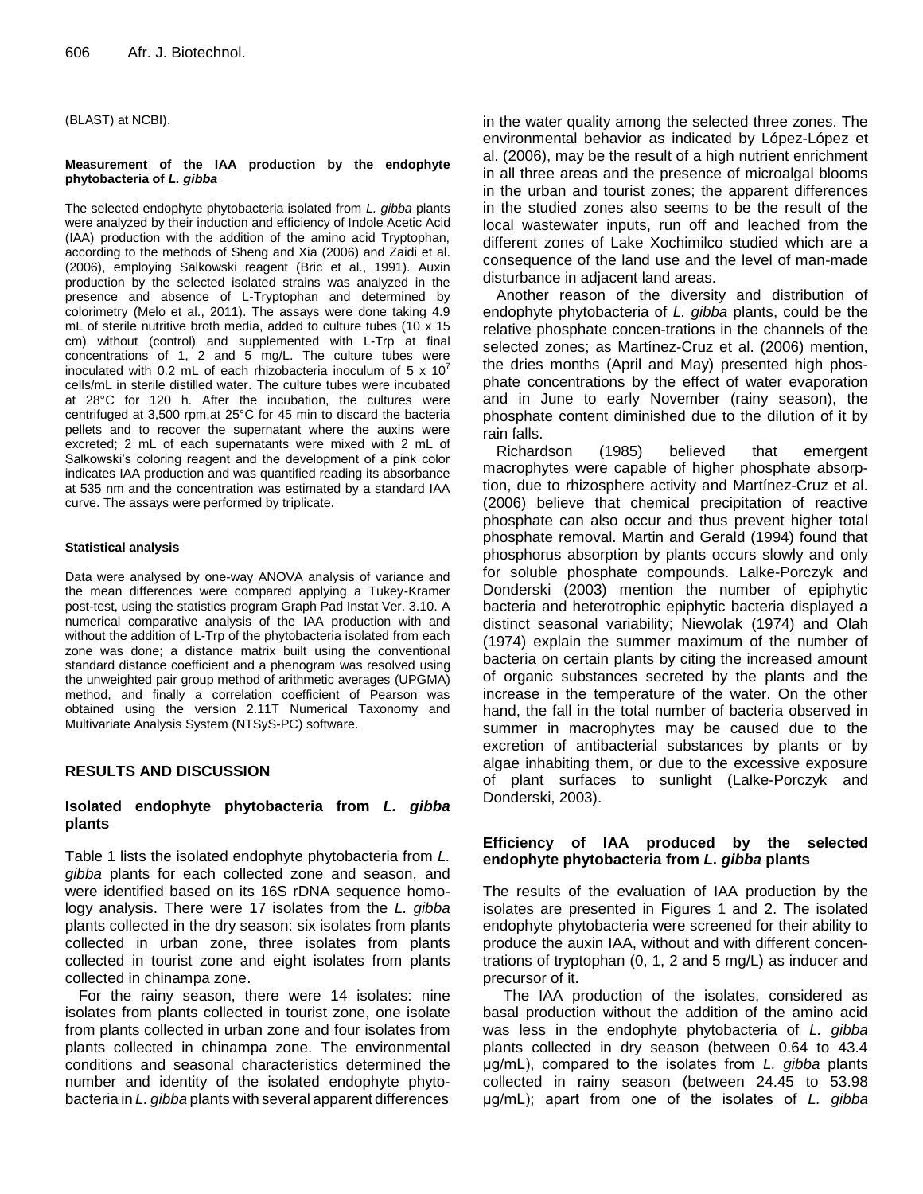(BLAST) at NCBI).

#### Measurement of the IAA production by the endophyte phytobacteria of *L. gibba*

The selected endophyte phytobacteria isolated from *L. gibba* plants were analyzed by their induction and efficiency of Indole Acetic Acid (IAA) production with the addition of the amino acid Tryptophan, according to the methods of Sheng and Xia (2006) and Zaidi et al. (2006), employing Salkowski reagent (Bric et al., 1991). Auxin production by the selected isolated strains was analyzed in the presence and absence of L-Tryptophan and determined by colorimetry (Melo et al., 2011). The assays were done taking 4.9 mL of sterile nutritive broth media, added to culture tubes (10 x 15 cm) without (control) and supplemented with L-Trp at final concentrations of 1, 2 and 5 mg/L. The culture tubes were inoculated with 0.2 mL of each rhizobacteria inoculum of 5 x $10^7$ cells/mL in sterile distilled water. The culture tubes were incubated at 28°C for 120 h. After the incubation, the cultures were centrifuged at 3,500 rpm,at 25°C for 45 min to discard the bacteria pellets and to recover the supernatant where the auxins were excreted; 2 mL of each supernatants were mixed with 2 mL of Salkowski's coloring reagent and the development of a pink color indicates IAA production and was quantified reading its absorbance at 535 nm and the concentration was estimated by a standard IAA curve. The assays were performed by triplicate.

#### Statistical analysis

Data were analysed by one-way ANOVA analysis of variance and the mean differences were compared applying a Tukey-Kramer post-test, using the statistics program Graph Pad Instat Ver. 3.10. A numerical comparative analysis of the IAA production with and without the addition of L-Trp of the phytobacteria isolated from each zone was done; a distance matrix built using the conventional standard distance coefficient and a phenogram was resolved using the unweighted pair group method of arithmetic averages (UPGMA) method, and finally a correlation coefficient of Pearson was obtained using the version 2.11T Numerical Taxonomy and Multivariate Analysis System (NTSyS-PC) software.

## RESULTS AND DISCUSSION

### Isolated endophyte phytobacteria from *L. gibba* plants

Table 1 lists the isolated endophyte phytobacteria from *L. gibba* plants for each collected zone and season, and were identified based on its 16S rDNA sequence homology analysis. There were 17 isolates from the *L. gibba* plants collected in the dry season: six isolates from plants collected in urban zone, three isolates from plants collected in tourist zone and eight isolates from plants collected in chinampa zone.

For the rainy season, there were 14 isolates: nine isolates from plants collected in tourist zone, one isolate from plants collected in urban zone and four isolates from plants collected in chinampa zone. The environmental conditions and seasonal characteristics determined the number and identity of the isolated endophyte phytobacteria in *L. gibba* plants with several apparent differences in the water quality among the selected three zones. The environmental behavior as indicated by López-López et al. (2006), may be the result of a high nutrient enrichment in all three areas and the presence of microalgal blooms in the urban and tourist zones; the apparent differences in the studied zones also seems to be the result of the local wastewater inputs, run off and leached from the different zones of Lake Xochimilco studied which are a consequence of the land use and the level of man-made disturbance in adjacent land areas.

Another reason of the diversity and distribution of endophyte phytobacteria of *L. gibba* plants, could be the relative phosphate concen-trations in the channels of the selected zones; as Martínez-Cruz et al. (2006) mention, the dries months (April and May) presented high phosphate concentrations by the effect of water evaporation and in June to early November (rainy season), the phosphate content diminished due to the dilution of it by rain falls.

Richardson (1985) believed that emergent macrophytes were capable of higher phosphate absorption, due to rhizosphere activity and Martínez-Cruz et al. (2006) believe that chemical precipitation of reactive phosphate can also occur and thus prevent higher total phosphate removal. Martin and Gerald (1994) found that phosphorus absorption by plants occurs slowly and only for soluble phosphate compounds. Lalke-Porczyk and Donderski (2003) mention the number of epiphytic bacteria and heterotrophic epiphytic bacteria displayed a distinct seasonal variability; Niewolak (1974) and Olah (1974) explain the summer maximum of the number of bacteria on certain plants by citing the increased amount of organic substances secreted by the plants and the increase in the temperature of the water. On the other hand, the fall in the total number of bacteria observed in summer in macrophytes may be caused due to the excretion of antibacterial substances by plants or by algae inhabiting them, or due to the excessive exposure of plant surfaces to sunlight (Lalke-Porczyk and Donderski, 2003).

### Efficiency of IAA produced by the selected endophyte phytobacteria from *L. gibba* plants

The results of the evaluation of IAA production by the isolates are presented in Figures 1 and 2. The isolated endophyte phytobacteria were screened for their ability to produce the auxin IAA, without and with different concentrations of tryptophan (0, 1, 2 and 5 mg/L) as inducer and precursor of it.

The IAA production of the isolates, considered as basal production without the addition of the amino acid was less in the endophyte phytobacteria of *L. gibba* plants collected in dry season (between 0.64 to 43.4 µg/mL), compared to the isolates from *L. gibba* plants collected in rainy season (between 24.45 to 53.98 µg/mL); apart from one of the isolates of *L. gibba*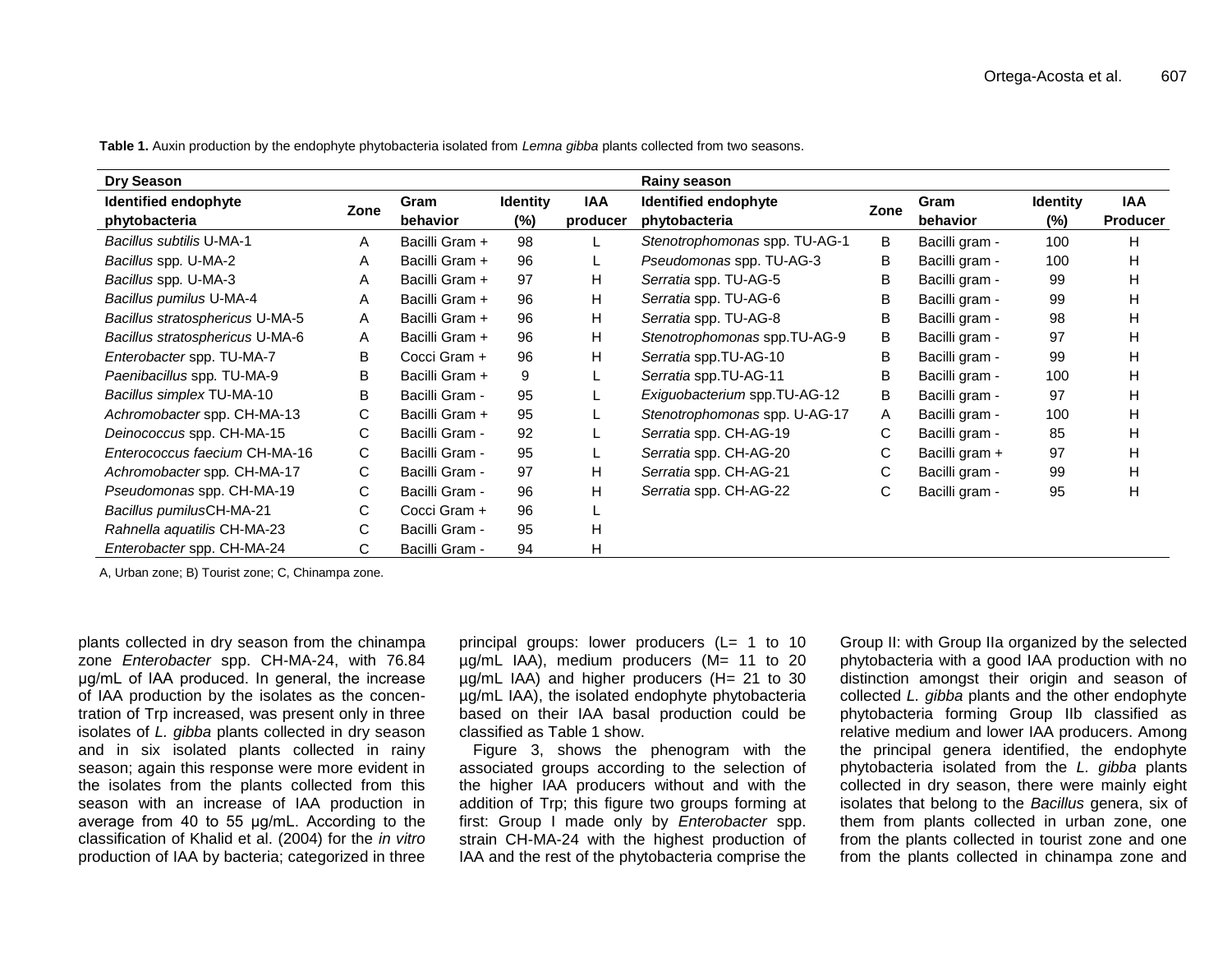**Table 1.** Auxin production by the endophyte phytobacteria isolated from *Lemna gibba* plants collected from two seasons.

| **Dry Season** | | | | | **Rainy season** | | | | |
|---|---|---|---|---|---|---|---|---|---|
| **Identified endophyte phytobacteria** | **Zone** | **Gram behavior** | **Identity (%)** | **IAA producer** | **Identified endophyte phytobacteria** | **Zone** | **Gram behavior** | **Identity (%)** | **IAA Producer** |
| *Bacillus subtilis* U-MA-1 | A | Bacilli Gram + | 98 | L | *Stenotrophomonas* spp. TU-AG-1 | B | Bacilli gram - | 100 | H |
| *Bacillus* spp. U-MA-2 | A | Bacilli Gram + | 96 | L | *Pseudomonas* spp. TU-AG-3 | B | Bacilli gram - | 100 | H |
| *Bacillus* spp. U-MA-3 | A | Bacilli Gram + | 97 | H | *Serratia* spp. TU-AG-5 | B | Bacilli gram - | 99 | H |
| *Bacillus pumilus* U-MA-4 | A | Bacilli Gram + | 96 | H | *Serratia* spp. TU-AG-6 | B | Bacilli gram - | 99 | H |
| *Bacillus stratosphericus* U-MA-5 | A | Bacilli Gram + | 96 | H | *Serratia* spp. TU-AG-8 | B | Bacilli gram - | 98 | H |
| *Bacillus stratosphericus* U-MA-6 | A | Bacilli Gram + | 96 | H | *Stenotrophomonas* spp.TU-AG-9 | B | Bacilli gram - | 97 | H |
| *Enterobacter* spp. TU-MA-7 | B | Cocci Gram + | 96 | H | *Serratia* spp.TU-AG-10 | B | Bacilli gram - | 99 | H |
| *Paenibacillus* spp. TU-MA-9 | B | Bacilli Gram + | 9 | L | *Serratia* spp.TU-AG-11 | B | Bacilli gram - | 100 | H |
| *Bacillus simplex* TU-MA-10 | B | Bacilli Gram - | 95 | L | *Exiguobacterium* spp.TU-AG-12 | B | Bacilli gram - | 97 | H |
| *Achromobacter* spp. CH-MA-13 | C | Bacilli Gram + | 95 | L | *Stenotrophomonas* spp. U-AG-17 | A | Bacilli gram - | 100 | H |
| *Deinococcus* spp. CH-MA-15 | C | Bacilli Gram - | 92 | L | *Serratia* spp. CH-AG-19 | C | Bacilli gram - | 85 | H |
| *Enterococcus faecium* CH-MA-16 | C | Bacilli Gram - | 95 | L | *Serratia* spp. CH-AG-20 | C | Bacilli gram + | 97 | H |
| *Achromobacter* spp. CH-MA-17 | C | Bacilli Gram - | 97 | H | *Serratia* spp. CH-AG-21 | C | Bacilli gram - | 99 | H |
| *Pseudomonas* spp. CH-MA-19 | C | Bacilli Gram - | 96 | H | *Serratia* spp. CH-AG-22 | C | Bacilli gram - | 95 | H |
| *Bacillus pumilus*CH-MA-21 | C | Cocci Gram + | 96 | L | | | | | |
| *Rahnella aquatilis* CH-MA-23 | C | Bacilli Gram - | 95 | H | | | | | |
| *Enterobacter* spp. CH-MA-24 | C | Bacilli Gram - | 94 | H | | | | | |

A, Urban zone; B) Tourist zone; C, Chinampa zone.

plants collected in dry season from the chinampa zone *Enterobacter* spp. CH-MA-24, with 76.84 µg/mL of IAA produced. In general, the increase of IAA production by the isolates as the concentration of Trp increased, was present only in three isolates of *L. gibba* plants collected in dry season and in six isolated plants collected in rainy season; again this response were more evident in the isolates from the plants collected from this season with an increase of IAA production in average from 40 to 55 µg/mL. According to the classification of Khalid et al. (2004) for the *in vitro* production of IAA by bacteria; categorized in three principal groups: lower producers (L= 1 to 10 µg/mL IAA), medium producers (M= 11 to 20 µg/mL IAA) and higher producers (H= 21 to 30 µg/mL IAA), the isolated endophyte phytobacteria based on their IAA basal production could be classified as Table 1 show.

Figure 3, shows the phenogram with the associated groups according to the selection of the higher IAA producers without and with the addition of Trp; this figure two groups forming at first: Group I made only by *Enterobacter* spp. strain CH-MA-24 with the highest production of IAA and the rest of the phytobacteria comprise the Group II: with Group IIa organized by the selected phytobacteria with a good IAA production with no distinction amongst their origin and season of collected *L. gibba* plants and the other endophyte phytobacteria forming Group IIb classified as relative medium and lower IAA producers. Among the principal genera identified, the endophyte phytobacteria isolated from the *L. gibba* plants collected in dry season, there were mainly eight isolates that belong to the *Bacillus* genera, six of them from plants collected in urban zone, one from the plants collected in tourist zone and one from the plants collected in chinampa zone and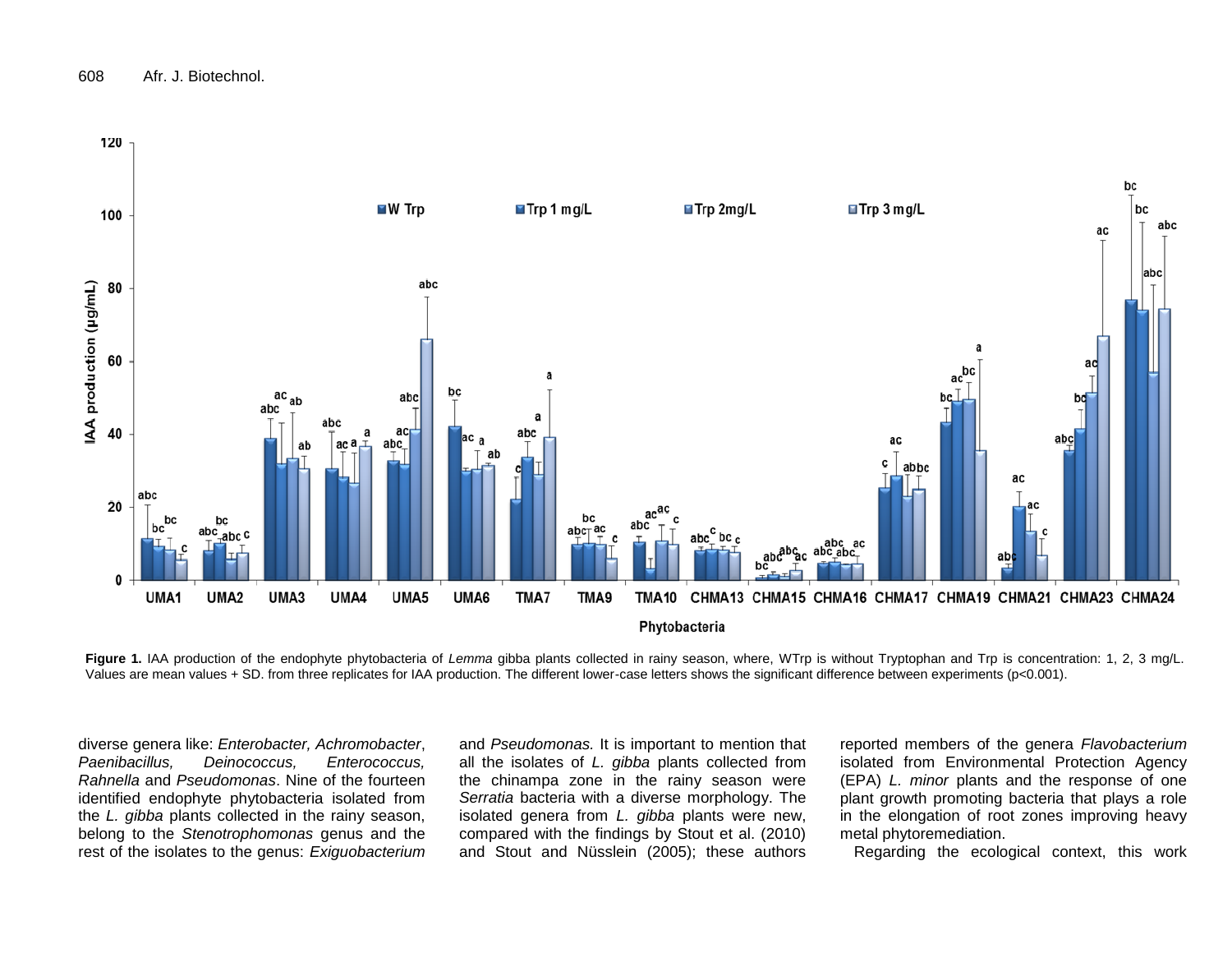**Figure 1.** IAA production of the endophyte phytobacteria of *Lemma* gibba plants collected in rainy season, where, WTrp is without Tryptophan and Trp is concentration: 1, 2, 3 mg/L. Values are mean values + SD. from three replicates for IAA production. The different lower-case letters shows the significant difference between experiments (p<0.001).

diverse genera like: *Enterobacter, Achromobacter*, *Paenibacillus, Deinococcus, Enterococcus, Rahnella* and *Pseudomonas*. Nine of the fourteen identified endophyte phytobacteria isolated from the *L. gibba* plants collected in the rainy season, belong to the *Stenotrophomonas* genus and the rest of the isolates to the genus: *Exiguobacterium* and *Pseudomonas.* It is important to mention that all the isolates of *L. gibba* plants collected from the chinampa zone in the rainy season were *Serratia* bacteria with a diverse morphology. The isolated genera from *L. gibba* plants were new, compared with the findings by Stout et al. (2010) and Stout and Nüsslein (2005); these authors reported members of the genera *Flavobacterium* isolated from Environmental Protection Agency (EPA) *L. minor* plants and the response of one plant growth promoting bacteria that plays a role in the elongation of root zones improving heavy metal phytoremediation.

Regarding the ecological context, this work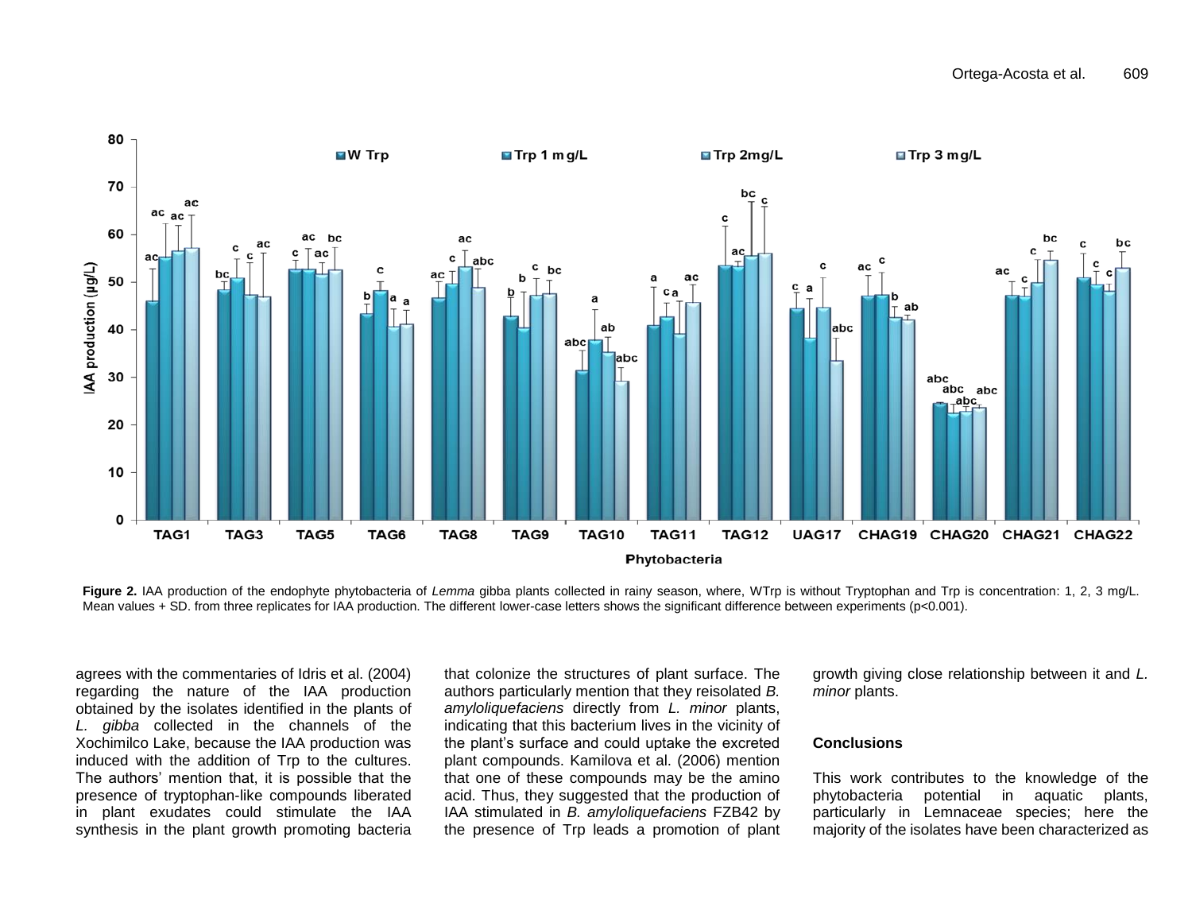**Figure 2.** IAA production of the endophyte phytobacteria of *Lemma* gibba plants collected in rainy season, where, WTrp is without Tryptophan and Trp is concentration: 1, 2, 3 mg/L. Mean values + SD. from three replicates for IAA production. The different lower-case letters shows the significant difference between experiments (p<0.001).

agrees with the commentaries of Idris et al. (2004) regarding the nature of the IAA production obtained by the isolates identified in the plants of *L. gibba* collected in the channels of the Xochimilco Lake, because the IAA production was induced with the addition of Trp to the cultures. The authors' mention that, it is possible that the presence of tryptophan-like compounds liberated in plant exudates could stimulate the IAA synthesis in the plant growth promoting bacteria that colonize the structures of plant surface. The authors particularly mention that they reisolated *B. amyloliquefaciens* directly from *L. minor* plants, indicating that this bacterium lives in the vicinity of the plant's surface and could uptake the excreted plant compounds. Kamilova et al. (2006) mention that one of these compounds may be the amino acid. Thus, they suggested that the production of IAA stimulated in *B. amyloliquefaciens* FZB42 by the presence of Trp leads a promotion of plant growth giving close relationship between it and *L. minor* plants.

## Conclusions

This work contributes to the knowledge of the phytobacteria potential in aquatic plants, particularly in Lemnaceae species; here the majority of the isolates have been characterized as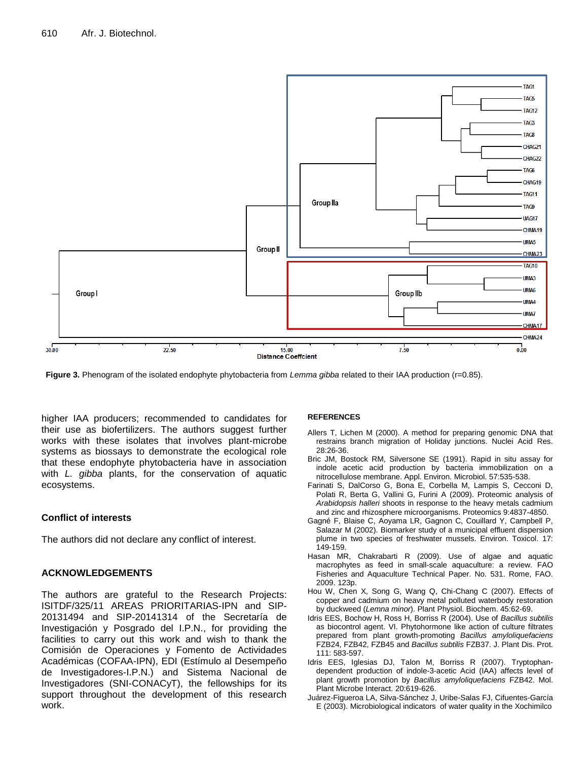**Figure 3.** Phenogram of the isolated endophyte phytobacteria from *Lemma gibba* related to their IAA production (r=0.85).

higher IAA producers; recommended to candidates for their use as biofertilizers. The authors suggest further works with these isolates that involves plant-microbe systems as biossays to demonstrate the ecological role that these endophyte phytobacteria have in association with *L. gibba* plants, for the conservation of aquatic ecosystems.

## Conflict of interests

The authors did not declare any conflict of interest.

## ACKNOWLEDGEMENTS

The authors are grateful to the Research Projects: ISITDF/325/11 AREAS PRIORITARIAS-IPN and SIP-20131494 and SIP-20141314 of the Secretaría de Investigación y Posgrado del I.P.N., for providing the facilities to carry out this work and wish to thank the Comisión de Operaciones y Fomento de Actividades Académicas (COFAA-IPN), EDI (Estímulo al Desempeño de Investigadores-I.P.N.) and Sistema Nacional de Investigadores (SNI-CONACyT), the fellowships for its support throughout the development of this research work.

## REFERENCES

Allers T, Lichen M (2000). A method for preparing genomic DNA that restrains branch migration of Holiday junctions. Nuclei Acid Res. 28:26-36.

Bric JM, Bostock RM, Silversone SE (1991). Rapid in situ assay for indole acetic acid production by bacteria immobilization on a nitrocellulose membrane. Appl. Environ. Microbiol. 57:535-538.

Farinati S, DalCorso G, Bona E, Corbella M, Lampis S, Cecconi D, Polati R, Berta G, Vallini G, Furini A (2009). Proteomic analysis of *Arabidopsis halleri* shoots in response to the heavy metals cadmium and zinc and rhizosphere microorganisms. Proteomics 9:4837-4850.

Gagné F, Blaise C, Aoyama LR, Gagnon C, Couillard Y, Campbell P, Salazar M (2002). Biomarker study of a municipal effluent dispersion plume in two species of freshwater mussels. Environ. Toxicol. 17: 149-159.

Hasan MR, Chakrabarti R (2009). Use of algae and aquatic macrophytes as feed in small-scale aquaculture: a review. FAO Fisheries and Aquaculture Technical Paper. No. 531. Rome, FAO. 2009. 123p.

Hou W, Chen X, Song G, Wang Q, Chi-Chang C (2007). Effects of copper and cadmium on heavy metal polluted waterbody restoration by duckweed (*Lemna minor*). Plant Physiol. Biochem. 45:62-69.

Idris EES, Bochow H, Ross H, Borriss R (2004). Use of *Bacillus subtilis* as biocontrol agent. VI. Phytohormone like action of culture filtrates prepared from plant growth-promoting *Bacillus amyloliquefaciens* FZB24, FZB42, FZB45 and *Bacillus subtilis* FZB37. J. Plant Dis. Prot. 111: 583-597.

Idris EES, Iglesias DJ, Talon M, Borriss R (2007). Tryptophan-dependent production of indole-3-acetic Acid (IAA) affects level of plant growth promotion by *Bacillus amyloliquefaciens* FZB42. Mol. Plant Microbe Interact. 20:619-626.

Juárez-Figueroa LA, Silva-Sánchez J, Uribe-Salas FJ, Cifuentes-García E (2003). Microbiological indicators of water quality in the Xochimilco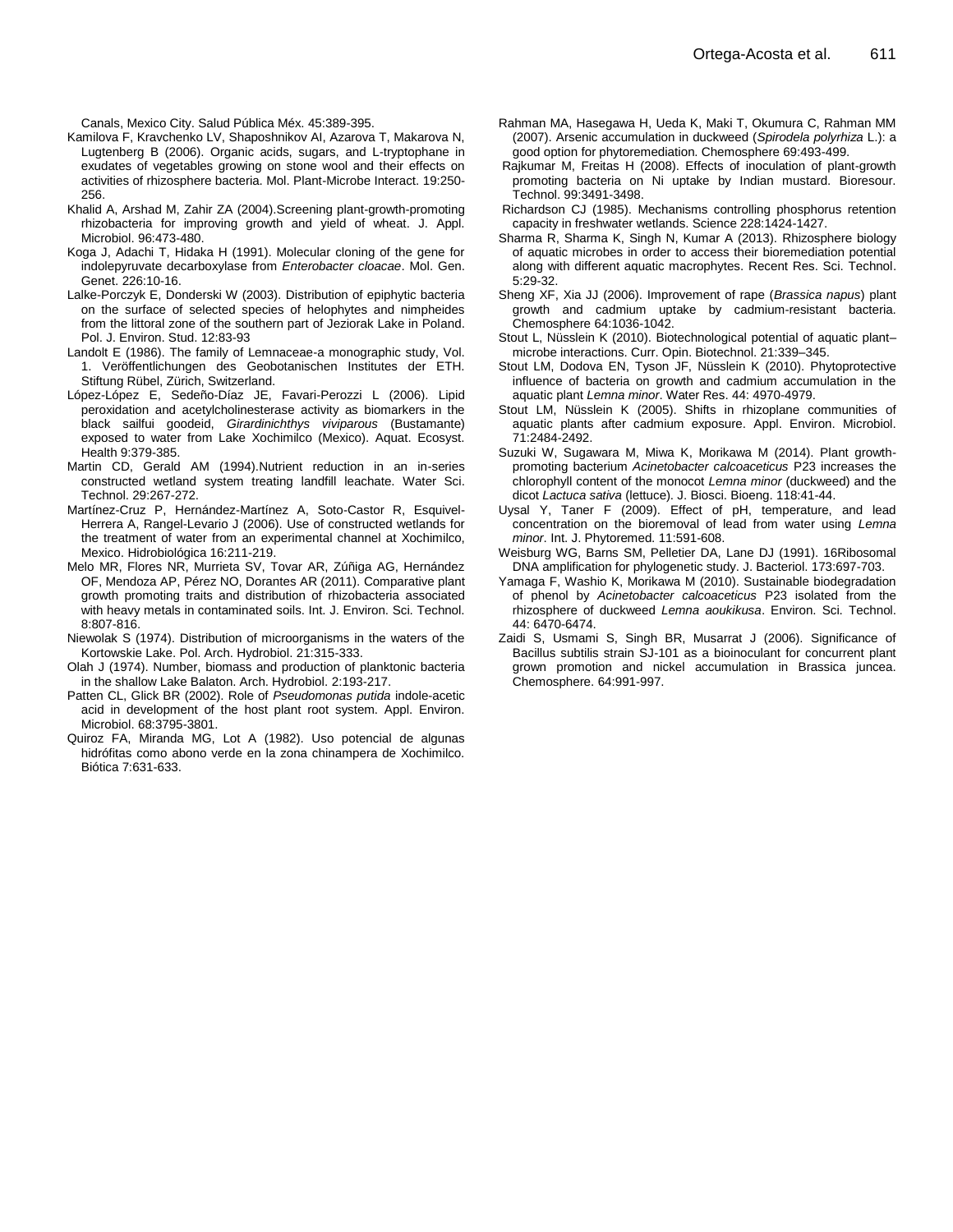Canals, Mexico City. Salud Pública Méx. 45:389-395.

Kamilova F, Kravchenko LV, Shaposhnikov AI, Azarova T, Makarova N, Lugtenberg B (2006). Organic acids, sugars, and L-tryptophane in exudates of vegetables growing on stone wool and their effects on activities of rhizosphere bacteria. Mol. Plant-Microbe Interact. 19:250-256.

Khalid A, Arshad M, Zahir ZA (2004).Screening plant-growth-promoting rhizobacteria for improving growth and yield of wheat. J. Appl. Microbiol. 96:473-480.

Koga J, Adachi T, Hidaka H (1991). Molecular cloning of the gene for indolepyruvate decarboxylase from *Enterobacter cloacae*. Mol. Gen. Genet. 226:10-16.

Lalke-Porczyk E, Donderski W (2003). Distribution of epiphytic bacteria on the surface of selected species of helophytes and nimpheides from the littoral zone of the southern part of Jeziorak Lake in Poland. Pol. J. Environ. Stud. 12:83-93

Landolt E (1986). The family of Lemnaceae-a monographic study, Vol. 1. Veröffentlichungen des Geobotanischen Institutes der ETH. Stiftung Rübel, Zürich, Switzerland.

López-López E, Sedeño-Díaz JE, Favari-Perozzi L (2006). Lipid peroxidation and acetylcholinesterase activity as biomarkers in the black sailfui goodeid, *Girardinichthys viviparous* (Bustamante) exposed to water from Lake Xochimilco (Mexico). Aquat. Ecosyst. Health 9:379-385.

Martin CD, Gerald AM (1994).Nutrient reduction in an in-series constructed wetland system treating landfill leachate. Water Sci. Technol. 29:267-272.

Martínez-Cruz P, Hernández-Martínez A, Soto-Castor R, Esquivel-Herrera A, Rangel-Levario J (2006). Use of constructed wetlands for the treatment of water from an experimental channel at Xochimilco, Mexico. Hidrobiológica 16:211-219.

Melo MR, Flores NR, Murrieta SV, Tovar AR, Zúñiga AG, Hernández OF, Mendoza AP, Pérez NO, Dorantes AR (2011). Comparative plant growth promoting traits and distribution of rhizobacteria associated with heavy metals in contaminated soils. Int. J. Environ. Sci. Technol. 8:807-816.

Niewolak S (1974). Distribution of microorganisms in the waters of the Kortowskie Lake. Pol. Arch. Hydrobiol. 21:315-333.

Olah J (1974). Number, biomass and production of planktonic bacteria in the shallow Lake Balaton. Arch. Hydrobiol. 2:193-217.

Patten CL, Glick BR (2002). Role of *Pseudomonas putida* indole-acetic acid in development of the host plant root system. Appl. Environ. Microbiol. 68:3795-3801.

Quiroz FA, Miranda MG, Lot A (1982). Uso potencial de algunas hidrófitas como abono verde en la zona chinampera de Xochimilco. Biótica 7:631-633.

Rahman MA, Hasegawa H, Ueda K, Maki T, Okumura C, Rahman MM (2007). Arsenic accumulation in duckweed (*Spirodela polyrhiza* L.): a good option for phytoremediation. Chemosphere 69:493-499.

Rajkumar M, Freitas H (2008). Effects of inoculation of plant-growth promoting bacteria on Ni uptake by Indian mustard. Bioresour. Technol. 99:3491-3498.

Richardson CJ (1985). Mechanisms controlling phosphorus retention capacity in freshwater wetlands. Science 228:1424-1427.

Sharma R, Sharma K, Singh N, Kumar A (2013). Rhizosphere biology of aquatic microbes in order to access their bioremediation potential along with different aquatic macrophytes. Recent Res. Sci. Technol. 5:29-32.

Sheng XF, Xia JJ (2006). Improvement of rape (*Brassica napus*) plant growth and cadmium uptake by cadmium-resistant bacteria. Chemosphere 64:1036-1042.

Stout L, Nüsslein K (2010). Biotechnological potential of aquatic plant–microbe interactions. Curr. Opin. Biotechnol. 21:339–345.

Stout LM, Dodova EN, Tyson JF, Nüsslein K (2010). Phytoprotective influence of bacteria on growth and cadmium accumulation in the aquatic plant *Lemna minor*. Water Res. 44: 4970-4979.

Stout LM, Nüsslein K (2005). Shifts in rhizoplane communities of aquatic plants after cadmium exposure. Appl. Environ. Microbiol. 71:2484-2492.

Suzuki W, Sugawara M, Miwa K, Morikawa M (2014). Plant growth-promoting bacterium *Acinetobacter calcoaceticus* P23 increases the chlorophyll content of the monocot *Lemna minor* (duckweed) and the dicot *Lactuca sativa* (lettuce). J. Biosci. Bioeng. 118:41-44.

Uysal Y, Taner F (2009). Effect of pH, temperature, and lead concentration on the bioremoval of lead from water using *Lemna minor*. Int. J. Phytoremed. 11:591-608.

Weisburg WG, Barns SM, Pelletier DA, Lane DJ (1991). 16Ribosomal DNA amplification for phylogenetic study. J. Bacteriol. 173:697-703.

Yamaga F, Washio K, Morikawa M (2010). Sustainable biodegradation of phenol by *Acinetobacter calcoaceticus* P23 isolated from the rhizosphere of duckweed *Lemna aoukikusa*. Environ. Sci. Technol. 44: 6470-6474.

Zaidi S, Usmami S, Singh BR, Musarrat J (2006). Significance of Bacillus subtilis strain SJ-101 as a bioinoculant for concurrent plant grown promotion and nickel accumulation in Brassica juncea. Chemosphere. 64:991-997.